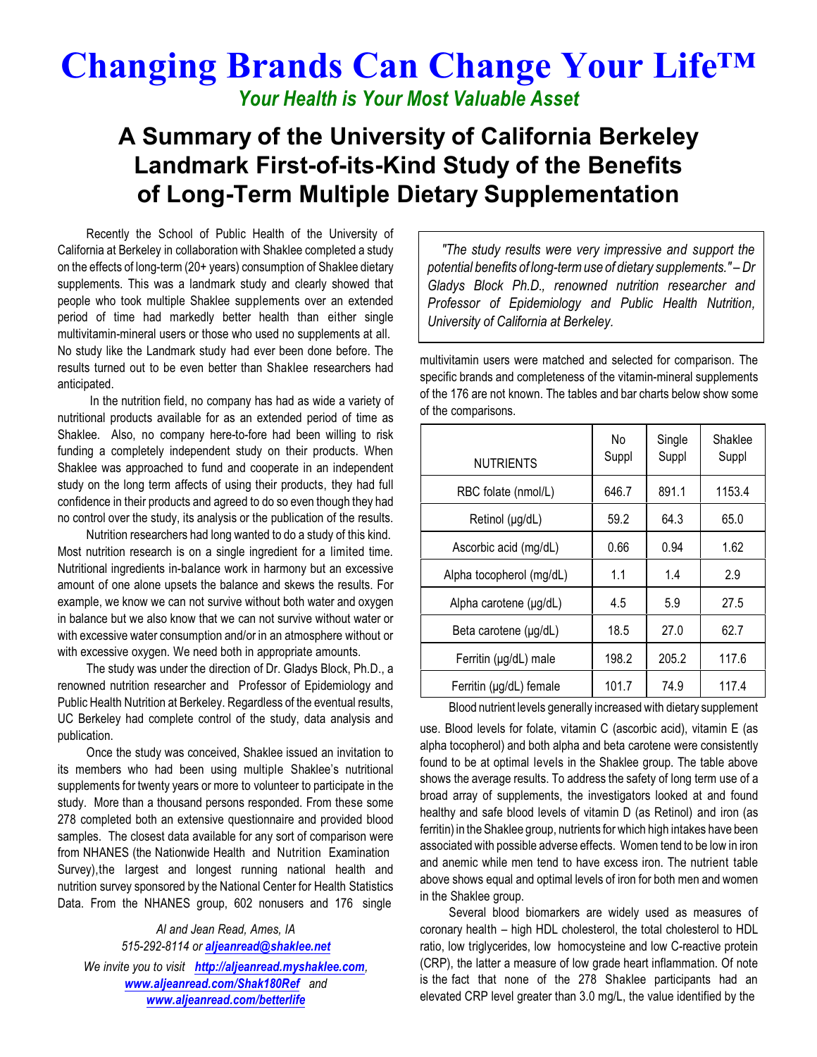# Changing Brands Can Change Your Life™

*Your Health is Your Most Valuable Asset*

## A Summary of the University of California Berkeley Landmark First-of-its-Kind Study of the Benefits of Long-Term Multiple Dietary Supplementation

Recently the School of Public Health of the University of California at Berkeley in collaboration with Shaklee completed a study on the effects of long-term (20+ years) consumption of Shaklee dietary supplements. This was a landmark study and clearly showed that people who took multiple Shaklee supplements over an extended period of time had markedly better health than either single multivitamin-mineral users or those who used no supplements at all. No study like the Landmark study had ever been done before. The results turned out to be even better than Shaklee researchers had anticipated.

In the nutrition field, no company has had as wide a variety of nutritional products available for as an extended period of time as Shaklee. Also, no company here-to-fore had been willing to risk funding a completely independent study on their products. When Shaklee was approached to fund and cooperate in an independent study on the long term affects of using their products, they had full confidence in their products and agreed to do so even though they had no control over the study, its analysis or the publication of the results.

Nutrition researchers had long wanted to do a study of this kind. Most nutrition research is on a single ingredient for a limited time. Nutritional ingredients in-balance work in harmony but an excessive amount of one alone upsets the balance and skews the results. For example, we know we can not survive without both water and oxygen in balance but we also know that we can not survive without water or with excessive water consumption and/or in an atmosphere without or with excessive oxygen. We need both in appropriate amounts.

The study was under the direction of Dr. Gladys Block, Ph.D., a renowned nutrition researcher and Professor of Epidemiology and Public Health Nutrition at Berkeley. Regardless of the eventual results, UC Berkeley had complete control of the study, data analysis and publication.

Once the study was conceived, Shaklee issued an invitation to its members who had been using multiple Shaklee's nutritional supplements for twenty years or more to volunteer to participate in the study. More than a thousand persons responded. From these some 278 completed both an extensive questionnaire and provided blood samples. The closest data available for any sort of comparison were from NHANES (the Nationwide Health and Nutrition Examination Survey),the largest and longest running national health and nutrition survey sponsored by the National Center for Health Statistics Data. From the NHANES group, 602 nonusers and 176 single multivitamin users were matched and selected for comparison. The specific brands and completeness of the vitamin-mineral supplements of the 176 are not known. The tables and bar charts below show some of the comparisons.

> *"The study results were very impressive and support the potential benefits of long-term use of dietary supplements." – Dr Gladys Block Ph.D., renowned nutrition researcher and Professor of Epidemiology and Public Health Nutrition, University of California at Berkeley.*

| NUTRIENTS | No Suppl | Single Suppl | Shaklee Suppl |
|---|---|---|---|
| RBC folate (nmol/L) | 646.7 | 891.1 | 1153.4 |
| Retinol (µg/dL) | 59.2 | 64.3 | 65.0 |
| Ascorbic acid (mg/dL) | 0.66 | 0.94 | 1.62 |
| Alpha tocopherol (mg/dL) | 1.1 | 1.4 | 2.9 |
| Alpha carotene (µg/dL) | 4.5 | 5.9 | 27.5 |
| Beta carotene (µg/dL) | 18.5 | 27.0 | 62.7 |
| Ferritin (µg/dL) male | 198.2 | 205.2 | 117.6 |
| Ferritin (µg/dL) female | 101.7 | 74.9 | 117.4 |

Blood nutrient levels generally increased with dietary supplement use. Blood levels for folate, vitamin C (ascorbic acid), vitamin E (as alpha tocopherol) and both alpha and beta carotene were consistently found to be at optimal levels in the Shaklee group. The table above shows the average results. To address the safety of long term use of a broad array of supplements, the investigators looked at and found healthy and safe blood levels of vitamin D (as Retinol) and iron (as ferritin) in the Shaklee group, nutrients for which high intakes have been associated with possible adverse effects. Women tend to be low in iron and anemic while men tend to have excess iron. The nutrient table above shows equal and optimal levels of iron for both men and women in the Shaklee group.

Several blood biomarkers are widely used as measures of coronary health – high HDL cholesterol, the total cholesterol to HDL ratio, low triglycerides, low homocysteine and low C-reactive protein (CRP), the latter a measure of low grade heart inflammation. Of note is the fact that none of the 278 Shaklee participants had an elevated CRP level greater than 3.0 mg/L, the value identified by the

*Al and Jean Read, Ames, IA*
*515-292-8114 or* ***aljeanread@shaklee.net***
*We invite you to visit* ***http://aljeanread.myshaklee.com****,* ***www.aljeanread.com/Shak180Ref*** *and* ***www.aljeanread.com/betterlife***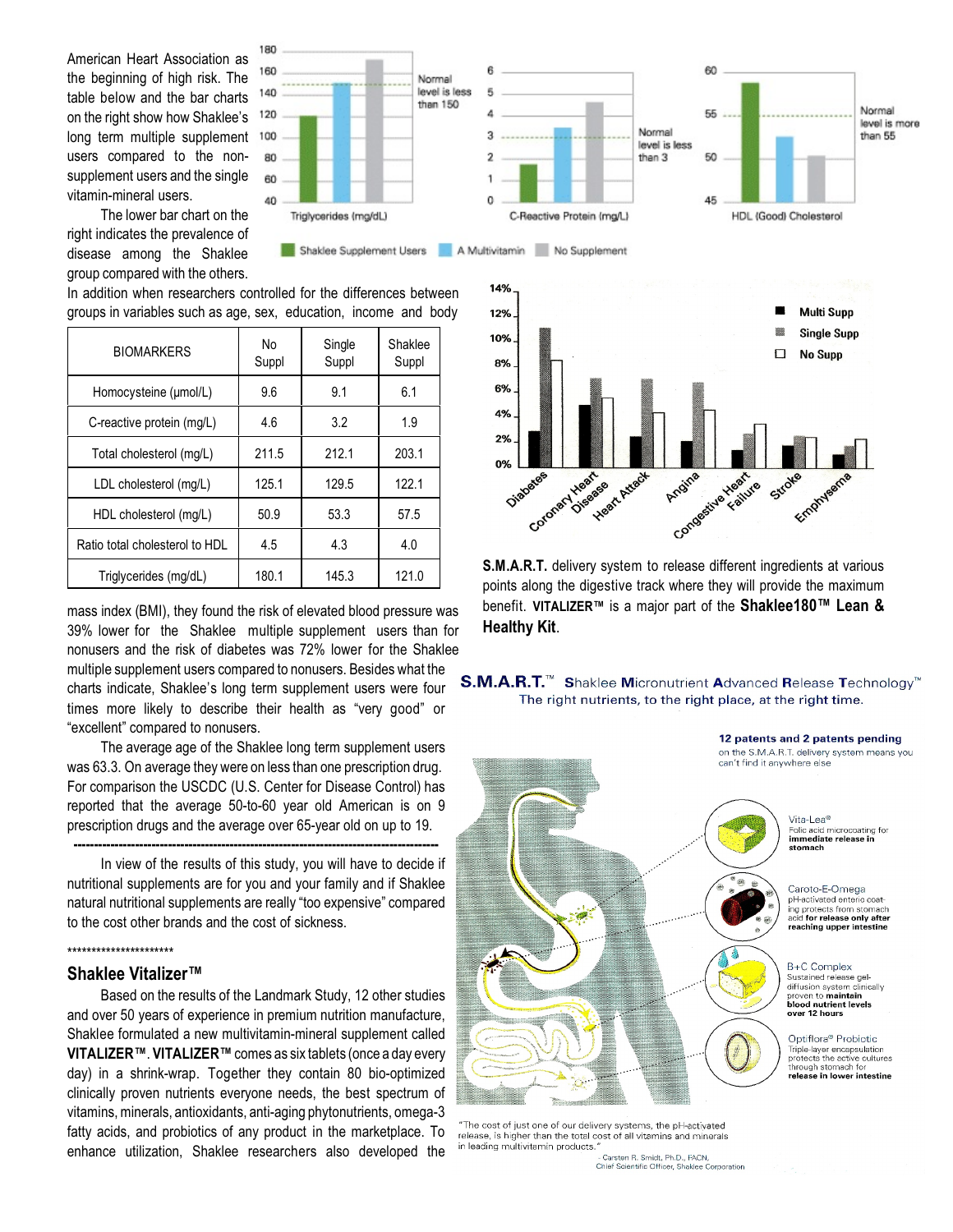American Heart Association as the beginning of high risk. The table below and the bar charts on the right show how Shaklee's long term multiple supplement users compared to the non-supplement users and the single vitamin-mineral users.

The lower bar chart on the right indicates the prevalence of disease among the Shaklee group compared with the others.

In addition when researchers controlled for the differences between groups in variables such as age, sex, education, income and body mass index (BMI), they found the risk of elevated blood pressure was 39% lower for the Shaklee multiple supplement users than for nonusers and the risk of diabetes was 72% lower for the Shaklee multiple supplement users compared to nonusers. Besides what the charts indicate, Shaklee's long term supplement users were four times more likely to describe their health as "very good" or "excellent" compared to nonusers.

| BIOMARKERS | No Suppl | Single Suppl | Shaklee Suppl |
|---|---|---|---|
| Homocysteine (µmol/L) | 9.6 | 9.1 | 6.1 |
| C-reactive protein (mg/L) | 4.6 | 3.2 | 1.9 |
| Total cholesterol (mg/L) | 211.5 | 212.1 | 203.1 |
| LDL cholesterol (mg/L) | 125.1 | 129.5 | 122.1 |
| HDL cholesterol (mg/L) | 50.9 | 53.3 | 57.5 |
| Ratio total cholesterol to HDL | 4.5 | 4.3 | 4.0 |
| Triglycerides (mg/dL) | 180.1 | 145.3 | 121.0 |

180
160
140
120
100
80
60
40
Normal level is less than 150
Triglycerides (mg/dL)

6
5
4
3
2
1
0
Normal level is less than 3
C-Reactive Protein (mg/L)

60
55
50
45
Normal level is more than 55
HDL (Good) Cholesterol

Shaklee Supplement Users
A Multivitamin
No Supplement

14%
12%
10%
8%
6%
4%
2%
0%
Multi Supp
Single Supp
No Supp
Diabetes
Coronary Heart Disease
Heart Attack
Angina
Congestive Heart Failure
Stroke
Emphysema

The average age of the Shaklee long term supplement users was 63.3. On average they were on less than one prescription drug. For comparison the USCDC (U.S. Center for Disease Control) has reported that the average 50-to-60 year old American is on 9 prescription drugs and the average over 65-year old on up to 19.

---

In view of the results of this study, you will have to decide if nutritional supplements are for you and your family and if Shaklee natural nutritional supplements are really "too expensive" compared to the cost other brands and the cost of sickness.

**********************

## Shaklee Vitalizer™

Based on the results of the Landmark Study, 12 other studies and over 50 years of experience in premium nutrition manufacture, Shaklee formulated a new multivitamin-mineral supplement called **VITALIZER™**. **VITALIZER™** comes as six tablets (once a day every day) in a shrink-wrap. Together they contain 80 bio-optimized clinically proven nutrients everyone needs, the best spectrum of vitamins, minerals, antioxidants, anti-aging phytonutrients, omega-3 fatty acids, and probiotics of any product in the marketplace. To enhance utilization, Shaklee researchers also developed the **S.M.A.R.T.** delivery system to release different ingredients at various points along the digestive track where they will provide the maximum benefit. **VITALIZER™** is a major part of the **Shaklee180™ Lean & Healthy Kit**.

**S.M.A.R.T.™ Shaklee Micronutrient Advanced Release Technology™**
The right nutrients, to the right place, at the right time.

**12 patents and 2 patents pending** on the S.M.A.R.T. delivery system means you can't find it anywhere else

Vita-Lea® Folic acid microcoating for **immediate release in stomach**

Caroto-E-Omega pH-activated enteric coating protects from stomach acid **for release only after reaching upper intestine**

B+C Complex Sustained release gel-diffusion system clinically proven to **maintain blood nutrient levels over 12 hours**

Optiflora® Probiotic Triple-layer encapsulation protects the active cultures through stomach for **release in lower intestine**

"The cost of just one of our delivery systems, the pH-activated release, is higher than the total cost of all vitamins and minerals in leading multivitamin products."
- Carsten R. Smidt, Ph.D., FACN, Chief Scientific Officer, Shaklee Corporation